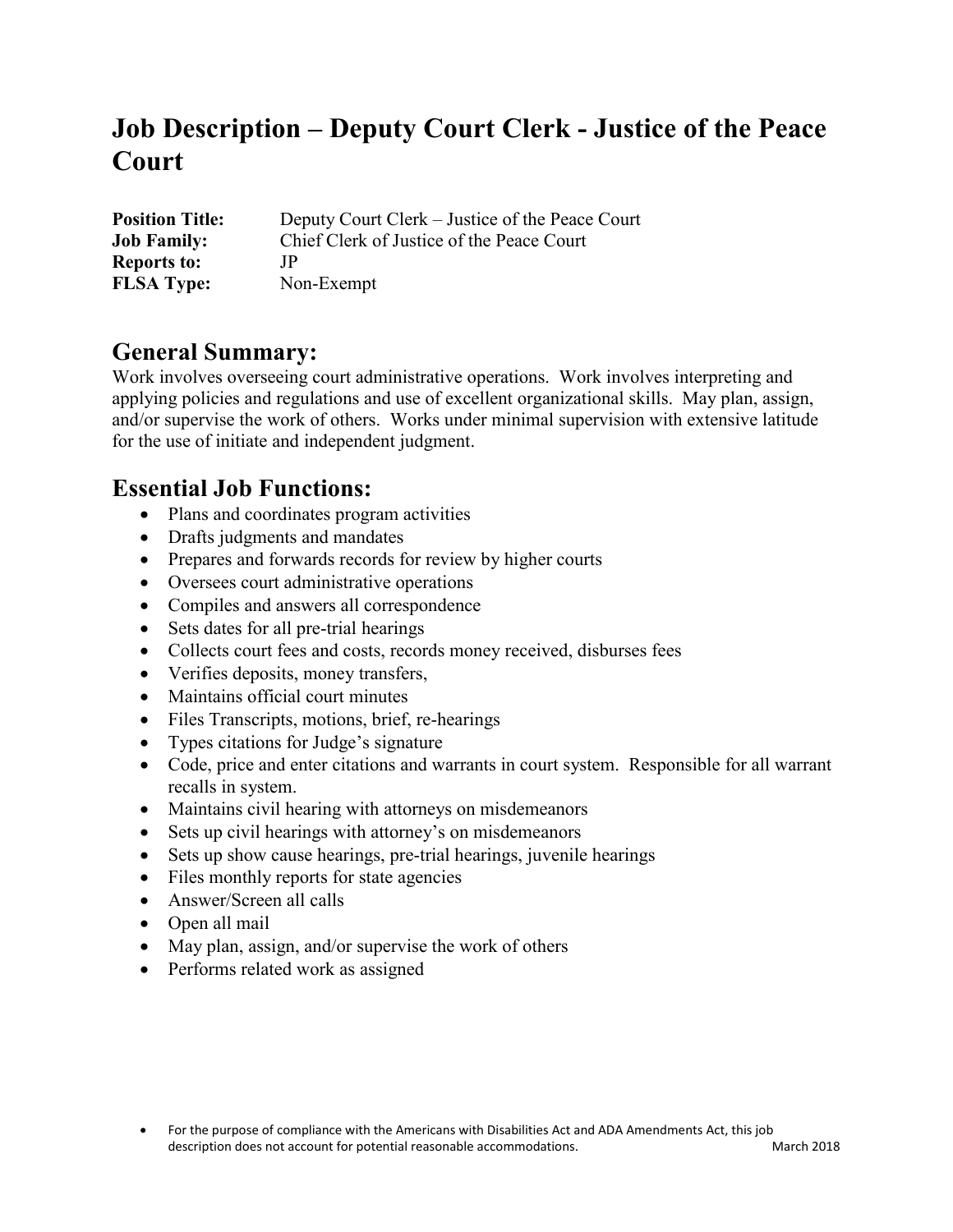# Job Description – Deputy Court Clerk - Justice of the Peace Court

**Position Title:** Deputy Court Clerk – Justice of the Peace Court
**Job Family:** Chief Clerk of Justice of the Peace Court
**Reports to:** JP
**FLSA Type:** Non-Exempt

## General Summary:

Work involves overseeing court administrative operations. Work involves interpreting and applying policies and regulations and use of excellent organizational skills. May plan, assign, and/or supervise the work of others. Works under minimal supervision with extensive latitude for the use of initiate and independent judgment.

## Essential Job Functions:

- Plans and coordinates program activities
- Drafts judgments and mandates
- Prepares and forwards records for review by higher courts
- Oversees court administrative operations
- Compiles and answers all correspondence
- Sets dates for all pre-trial hearings
- Collects court fees and costs, records money received, disburses fees
- Verifies deposits, money transfers,
- Maintains official court minutes
- Files Transcripts, motions, brief, re-hearings
- Types citations for Judge's signature
- Code, price and enter citations and warrants in court system. Responsible for all warrant recalls in system.
- Maintains civil hearing with attorneys on misdemeanors
- Sets up civil hearings with attorney's on misdemeanors
- Sets up show cause hearings, pre-trial hearings, juvenile hearings
- Files monthly reports for state agencies
- Answer/Screen all calls
- Open all mail
- May plan, assign, and/or supervise the work of others
- Performs related work as assigned

- For the purpose of compliance with the Americans with Disabilities Act and ADA Amendments Act, this job description does not account for potential reasonable accommodations. March 2018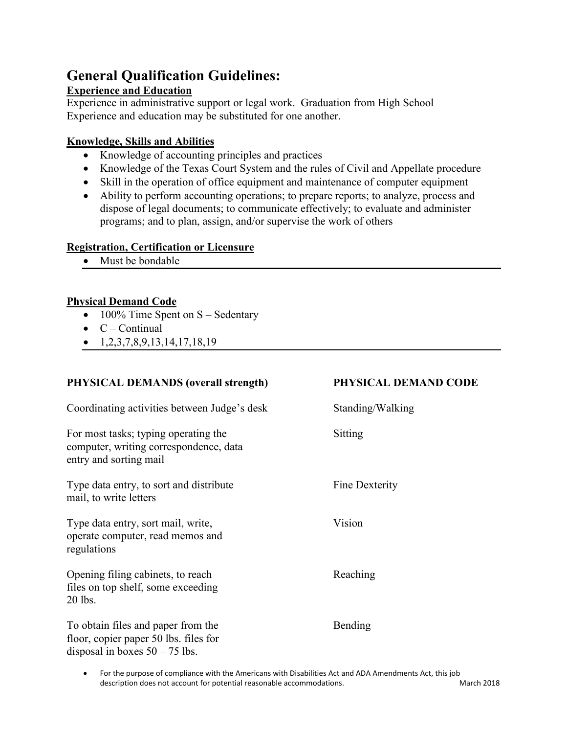# General Qualification Guidelines:

**Experience and Education**

Experience in administrative support or legal work. Graduation from High School
Experience and education may be substituted for one another.

**Knowledge, Skills and Abilities**

- Knowledge of accounting principles and practices
- Knowledge of the Texas Court System and the rules of Civil and Appellate procedure
- Skill in the operation of office equipment and maintenance of computer equipment
- Ability to perform accounting operations; to prepare reports; to analyze, process and dispose of legal documents; to communicate effectively; to evaluate and administer programs; and to plan, assign, and/or supervise the work of others

**Registration, Certification or Licensure**

- Must be bondable

---

**Physical Demand Code**

- 100% Time Spent on S – Sedentary
- C – Continual
- 1,2,3,7,8,9,13,14,17,18,19

---

| PHYSICAL DEMANDS (overall strength) | PHYSICAL DEMAND CODE |
|---|---|
| Coordinating activities between Judge's desk | Standing/Walking |
| For most tasks; typing operating the computer, writing correspondence, data entry and sorting mail | Sitting |
| Type data entry, to sort and distribute mail, to write letters | Fine Dexterity |
| Type data entry, sort mail, write, operate computer, read memos and regulations | Vision |
| Opening filing cabinets, to reach files on top shelf, some exceeding 20 lbs. | Reaching |
| To obtain files and paper from the floor, copier paper 50 lbs. files for disposal in boxes 50 – 75 lbs. | Bending |

- For the purpose of compliance with the Americans with Disabilities Act and ADA Amendments Act, this job description does not account for potential reasonable accommodations. March 2018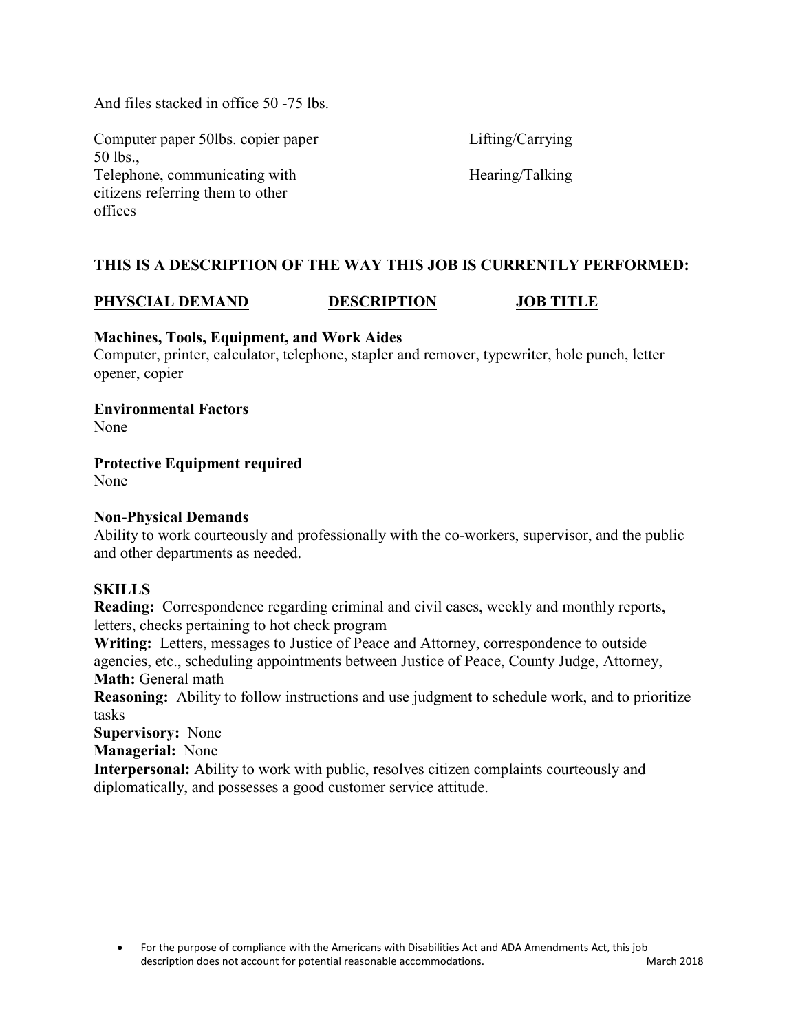And files stacked in office 50 -75 lbs.

| | |
|---|---|
| Computer paper 50lbs. copier paper 50 lbs., | Lifting/Carrying |
| Telephone, communicating with citizens referring them to other offices | Hearing/Talking |

**THIS IS A DESCRIPTION OF THE WAY THIS JOB IS CURRENTLY PERFORMED:**

| **PHYSCIAL DEMAND** | **DESCRIPTION** | **JOB TITLE** |
|---|---|---|

**Machines, Tools, Equipment, and Work Aides**
Computer, printer, calculator, telephone, stapler and remover, typewriter, hole punch, letter opener, copier

**Environmental Factors**
None

**Protective Equipment required**
None

**Non-Physical Demands**
Ability to work courteously and professionally with the co-workers, supervisor, and the public and other departments as needed.

**SKILLS**

**Reading:** Correspondence regarding criminal and civil cases, weekly and monthly reports, letters, checks pertaining to hot check program
**Writing:** Letters, messages to Justice of Peace and Attorney, correspondence to outside agencies, etc., scheduling appointments between Justice of Peace, County Judge, Attorney,
**Math:** General math
**Reasoning:** Ability to follow instructions and use judgment to schedule work, and to prioritize tasks
**Supervisory:** None
**Managerial:** None
**Interpersonal:** Ability to work with public, resolves citizen complaints courteously and diplomatically, and possesses a good customer service attitude.

- For the purpose of compliance with the Americans with Disabilities Act and ADA Amendments Act, this job description does not account for potential reasonable accommodations. March 2018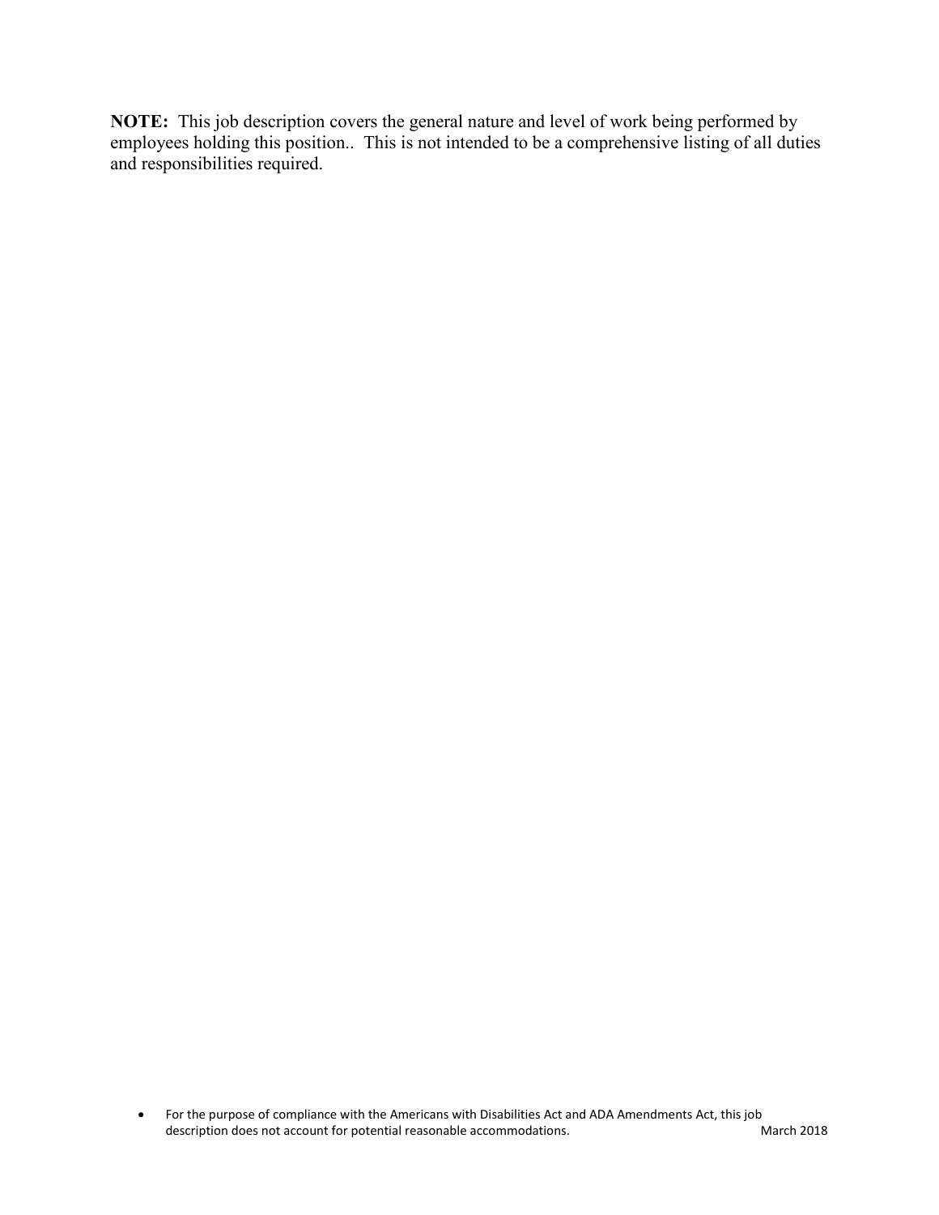**NOTE:** This job description covers the general nature and level of work being performed by employees holding this position.. This is not intended to be a comprehensive listing of all duties and responsibilities required.

- For the purpose of compliance with the Americans with Disabilities Act and ADA Amendments Act, this job description does not account for potential reasonable accommodations. March 2018